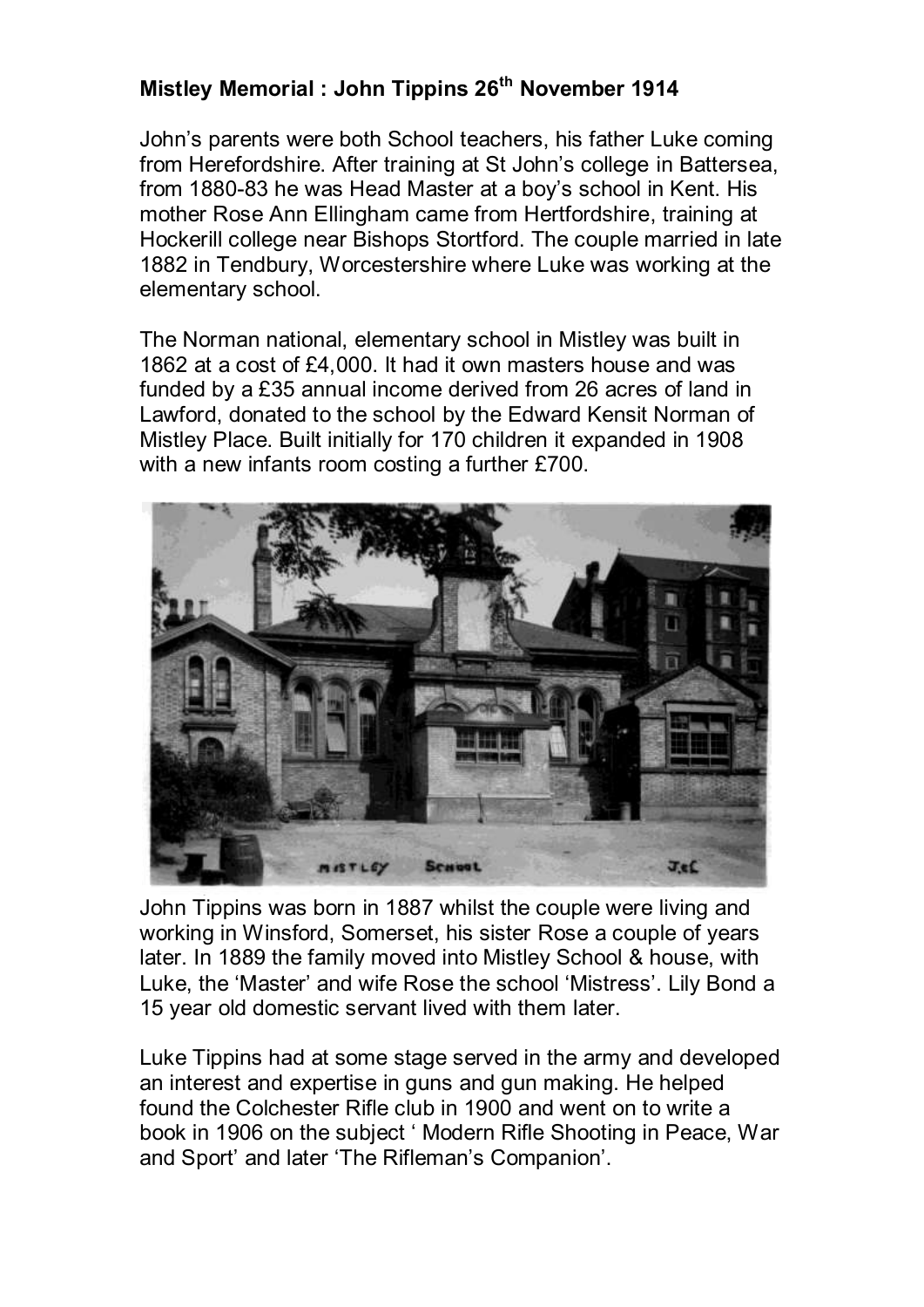**Mistley Memorial : John Tippins 26th November 1914**

John's parents were both School teachers, his father Luke coming from Herefordshire. After training at St John's college in Battersea, from 1880-83 he was Head Master at a boy's school in Kent. His mother Rose Ann Ellingham came from Hertfordshire, training at Hockerill college near Bishops Stortford. The couple married in late 1882 in Tendbury, Worcestershire where Luke was working at the elementary school.

The Norman national, elementary school in Mistley was built in 1862 at a cost of £4,000. It had it own masters house and was funded by a £35 annual income derived from 26 acres of land in Lawford, donated to the school by the Edward Kensit Norman of Mistley Place. Built initially for 170 children it expanded in 1908 with a new infants room costing a further £700.

John Tippins was born in 1887 whilst the couple were living and working in Winsford, Somerset, his sister Rose a couple of years later. In 1889 the family moved into Mistley School & house, with Luke, the 'Master' and wife Rose the school 'Mistress'. Lily Bond a 15 year old domestic servant lived with them later.

Luke Tippins had at some stage served in the army and developed an interest and expertise in guns and gun making. He helped found the Colchester Rifle club in 1900 and went on to write a book in 1906 on the subject ' Modern Rifle Shooting in Peace, War and Sport' and later 'The Rifleman's Companion'.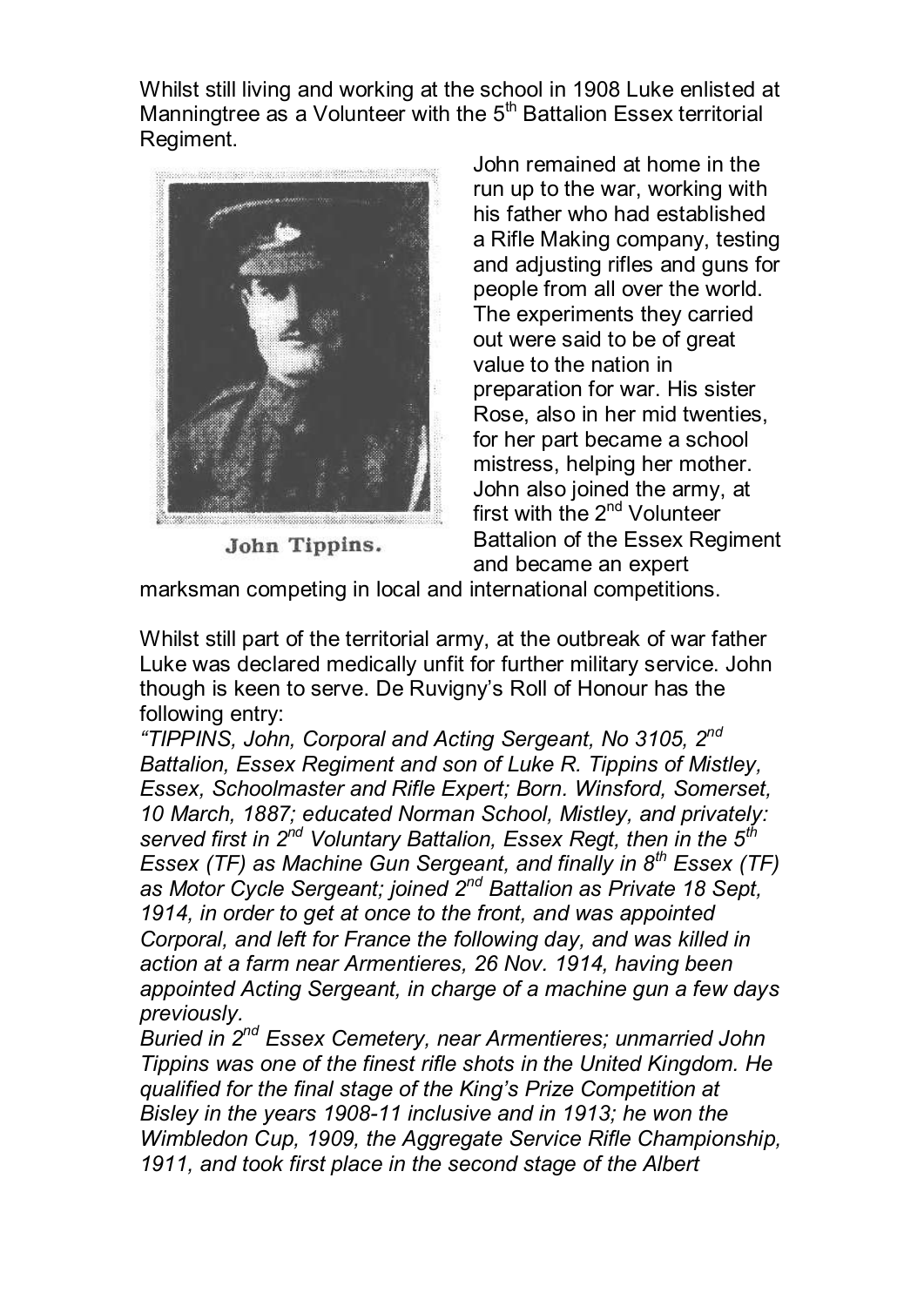Whilst still living and working at the school in 1908 Luke enlisted at Manningtree as a Volunteer with the 5th Battalion Essex territorial Regiment.

John Tippins.

John remained at home in the run up to the war, working with his father who had established a Rifle Making company, testing and adjusting rifles and guns for people from all over the world. The experiments they carried out were said to be of great value to the nation in preparation for war. His sister Rose, also in her mid twenties, for her part became a school mistress, helping her mother. John also joined the army, at first with the 2nd Volunteer Battalion of the Essex Regiment and became an expert marksman competing in local and international competitions.

Whilst still part of the territorial army, at the outbreak of war father Luke was declared medically unfit for further military service. John though is keen to serve. De Ruvigny's Roll of Honour has the following entry:

*"TIPPINS, John, Corporal and Acting Sergeant, No 3105, 2nd Battalion, Essex Regiment and son of Luke R. Tippins of Mistley, Essex, Schoolmaster and Rifle Expert; Born. Winsford, Somerset, 10 March, 1887; educated Norman School, Mistley, and privately: served first in 2nd Voluntary Battalion, Essex Regt, then in the 5th Essex (TF) as Machine Gun Sergeant, and finally in 8th Essex (TF) as Motor Cycle Sergeant; joined 2nd Battalion as Private 18 Sept, 1914, in order to get at once to the front, and was appointed Corporal, and left for France the following day, and was killed in action at a farm near Armentieres, 26 Nov. 1914, having been appointed Acting Sergeant, in charge of a machine gun a few days previously.*

*Buried in 2nd Essex Cemetery, near Armentieres; unmarried John Tippins was one of the finest rifle shots in the United Kingdom. He qualified for the final stage of the King's Prize Competition at Bisley in the years 1908-11 inclusive and in 1913; he won the Wimbledon Cup, 1909, the Aggregate Service Rifle Championship, 1911, and took first place in the second stage of the Albert*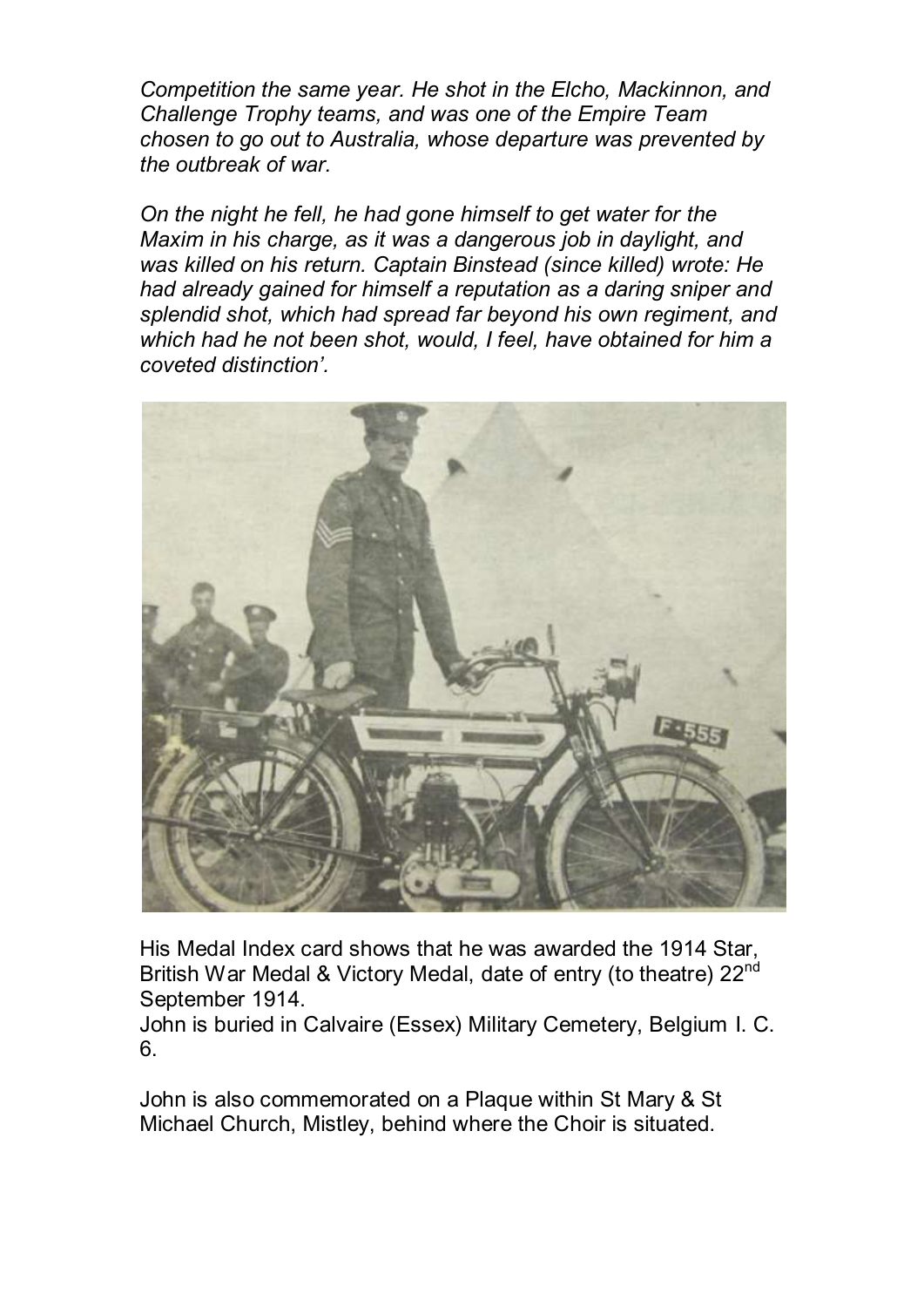*Competition the same year. He shot in the Elcho, Mackinnon, and Challenge Trophy teams, and was one of the Empire Team chosen to go out to Australia, whose departure was prevented by the outbreak of war.*

*On the night he fell, he had gone himself to get water for the Maxim in his charge, as it was a dangerous job in daylight, and was killed on his return. Captain Binstead (since killed) wrote: He had already gained for himself a reputation as a daring sniper and splendid shot, which had spread far beyond his own regiment, and which had he not been shot, would, I feel, have obtained for him a coveted distinction'.*

His Medal Index card shows that he was awarded the 1914 Star, British War Medal & Victory Medal, date of entry (to theatre) 22nd September 1914.

John is buried in Calvaire (Essex) Military Cemetery, Belgium I. C. 6.

John is also commemorated on a Plaque within St Mary & St Michael Church, Mistley, behind where the Choir is situated.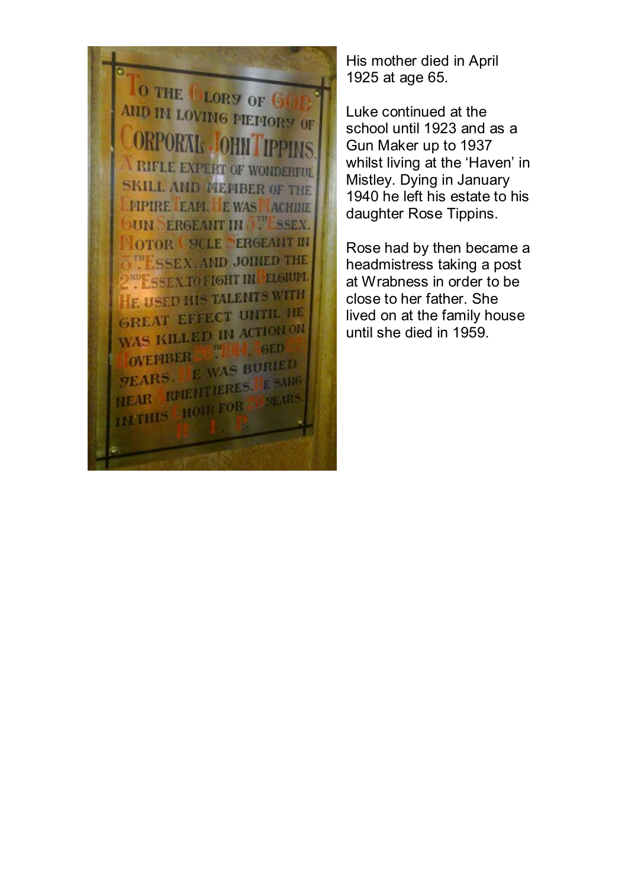His mother died in April 1925 at age 65.

Luke continued at the school until 1923 and as a Gun Maker up to 1937 whilst living at the 'Haven' in Mistley. Dying in January 1940 he left his estate to his daughter Rose Tippins.

Rose had by then became a headmistress taking a post at Wrabness in order to be close to her father. She lived on at the family house until she died in 1959.